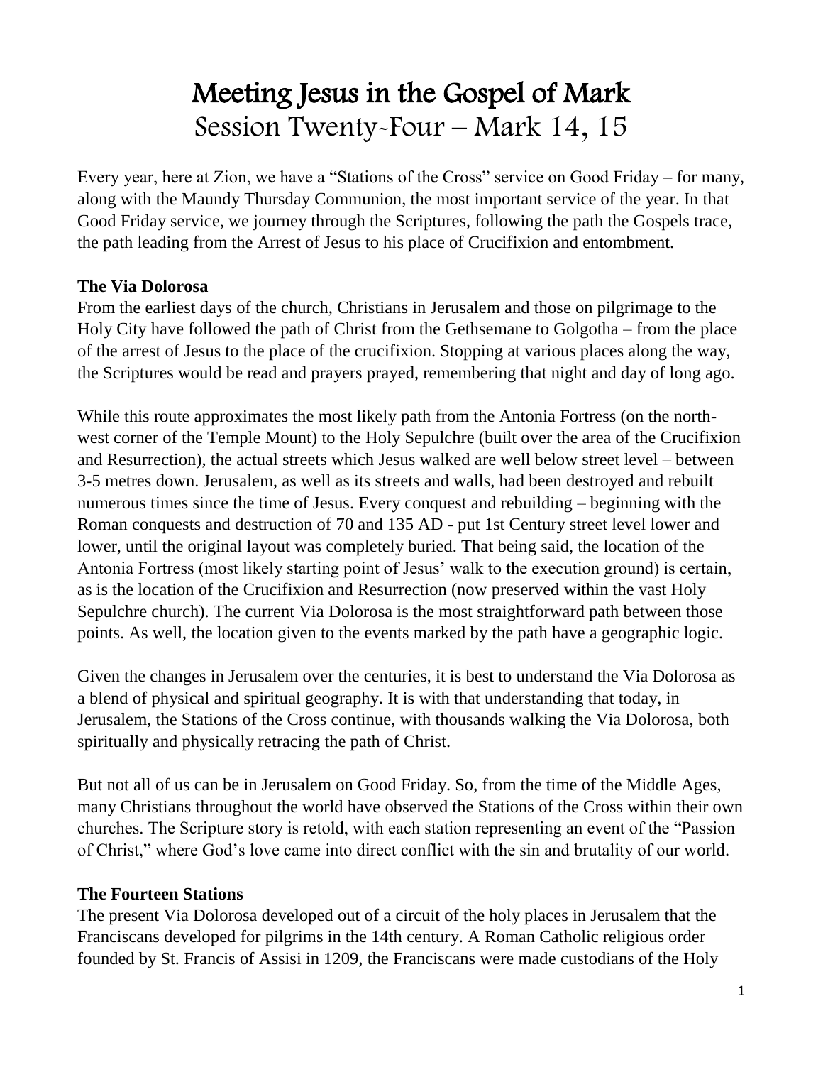# Meeting Jesus in the Gospel of Mark

## Session Twenty-Four – Mark 14, 15

Every year, here at Zion, we have a "Stations of the Cross" service on Good Friday – for many, along with the Maundy Thursday Communion, the most important service of the year. In that Good Friday service, we journey through the Scriptures, following the path the Gospels trace, the path leading from the Arrest of Jesus to his place of Crucifixion and entombment.

**The Via Dolorosa**

From the earliest days of the church, Christians in Jerusalem and those on pilgrimage to the Holy City have followed the path of Christ from the Gethsemane to Golgotha – from the place of the arrest of Jesus to the place of the crucifixion. Stopping at various places along the way, the Scriptures would be read and prayers prayed, remembering that night and day of long ago.

While this route approximates the most likely path from the Antonia Fortress (on the north-west corner of the Temple Mount) to the Holy Sepulchre (built over the area of the Crucifixion and Resurrection), the actual streets which Jesus walked are well below street level – between 3-5 metres down. Jerusalem, as well as its streets and walls, had been destroyed and rebuilt numerous times since the time of Jesus. Every conquest and rebuilding – beginning with the Roman conquests and destruction of 70 and 135 AD - put 1st Century street level lower and lower, until the original layout was completely buried. That being said, the location of the Antonia Fortress (most likely starting point of Jesus' walk to the execution ground) is certain, as is the location of the Crucifixion and Resurrection (now preserved within the vast Holy Sepulchre church). The current Via Dolorosa is the most straightforward path between those points. As well, the location given to the events marked by the path have a geographic logic.

Given the changes in Jerusalem over the centuries, it is best to understand the Via Dolorosa as a blend of physical and spiritual geography. It is with that understanding that today, in Jerusalem, the Stations of the Cross continue, with thousands walking the Via Dolorosa, both spiritually and physically retracing the path of Christ.

But not all of us can be in Jerusalem on Good Friday. So, from the time of the Middle Ages, many Christians throughout the world have observed the Stations of the Cross within their own churches. The Scripture story is retold, with each station representing an event of the "Passion of Christ," where God's love came into direct conflict with the sin and brutality of our world.

**The Fourteen Stations**

The present Via Dolorosa developed out of a circuit of the holy places in Jerusalem that the Franciscans developed for pilgrims in the 14th century. A Roman Catholic religious order founded by St. Francis of Assisi in 1209, the Franciscans were made custodians of the Holy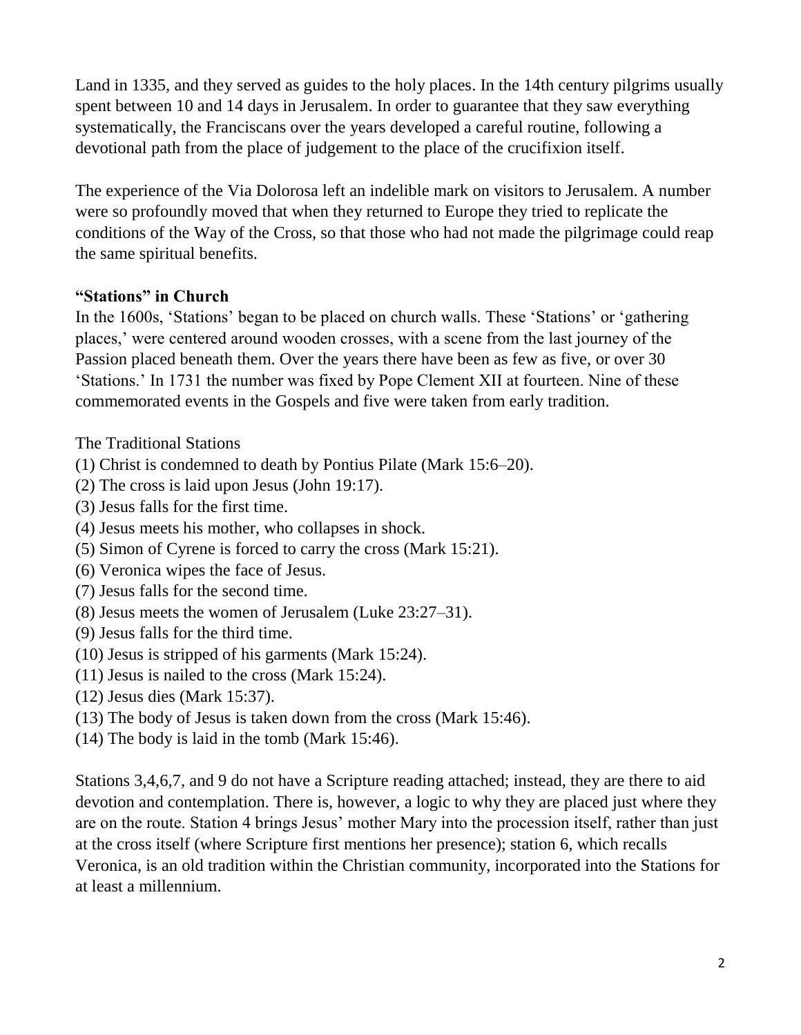Land in 1335, and they served as guides to the holy places. In the 14th century pilgrims usually spent between 10 and 14 days in Jerusalem. In order to guarantee that they saw everything systematically, the Franciscans over the years developed a careful routine, following a devotional path from the place of judgement to the place of the crucifixion itself.

The experience of the Via Dolorosa left an indelible mark on visitors to Jerusalem. A number were so profoundly moved that when they returned to Europe they tried to replicate the conditions of the Way of the Cross, so that those who had not made the pilgrimage could reap the same spiritual benefits.

**"Stations" in Church**

In the 1600s, 'Stations' began to be placed on church walls. These 'Stations' or 'gathering places,' were centered around wooden crosses, with a scene from the last journey of the Passion placed beneath them. Over the years there have been as few as five, or over 30 'Stations.' In 1731 the number was fixed by Pope Clement XII at fourteen. Nine of these commemorated events in the Gospels and five were taken from early tradition.

The Traditional Stations

(1) Christ is condemned to death by Pontius Pilate (Mark 15:6–20).
(2) The cross is laid upon Jesus (John 19:17).
(3) Jesus falls for the first time.
(4) Jesus meets his mother, who collapses in shock.
(5) Simon of Cyrene is forced to carry the cross (Mark 15:21).
(6) Veronica wipes the face of Jesus.
(7) Jesus falls for the second time.
(8) Jesus meets the women of Jerusalem (Luke 23:27–31).
(9) Jesus falls for the third time.
(10) Jesus is stripped of his garments (Mark 15:24).
(11) Jesus is nailed to the cross (Mark 15:24).
(12) Jesus dies (Mark 15:37).
(13) The body of Jesus is taken down from the cross (Mark 15:46).
(14) The body is laid in the tomb (Mark 15:46).

Stations 3,4,6,7, and 9 do not have a Scripture reading attached; instead, they are there to aid devotion and contemplation. There is, however, a logic to why they are placed just where they are on the route. Station 4 brings Jesus' mother Mary into the procession itself, rather than just at the cross itself (where Scripture first mentions her presence); station 6, which recalls Veronica, is an old tradition within the Christian community, incorporated into the Stations for at least a millennium.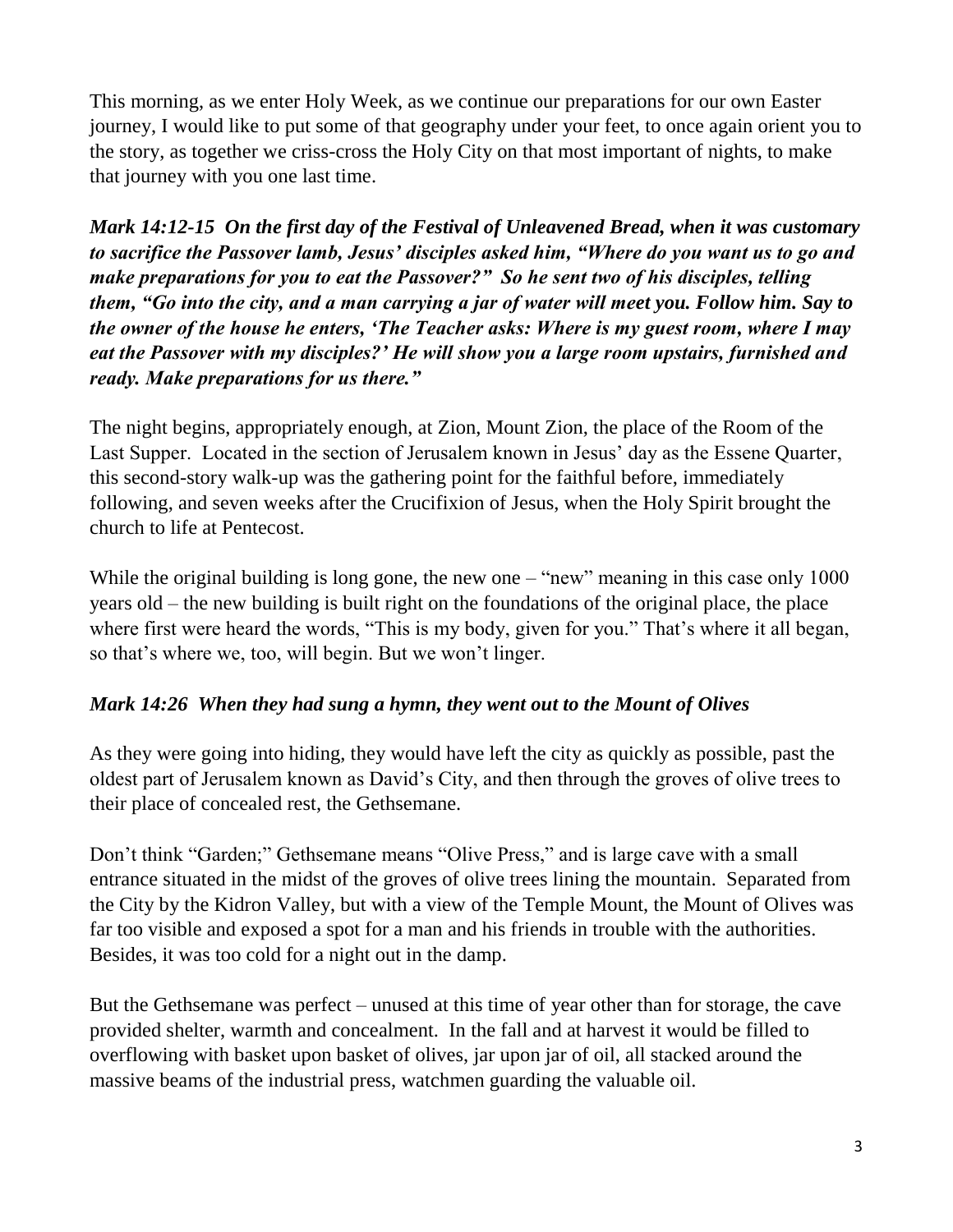This morning, as we enter Holy Week, as we continue our preparations for our own Easter journey, I would like to put some of that geography under your feet, to once again orient you to the story, as together we criss-cross the Holy City on that most important of nights, to make that journey with you one last time.

***Mark 14:12-15 On the first day of the Festival of Unleavened Bread, when it was customary to sacrifice the Passover lamb, Jesus' disciples asked him, "Where do you want us to go and make preparations for you to eat the Passover?" So he sent two of his disciples, telling them, "Go into the city, and a man carrying a jar of water will meet you. Follow him. Say to the owner of the house he enters, 'The Teacher asks: Where is my guest room, where I may eat the Passover with my disciples?' He will show you a large room upstairs, furnished and ready. Make preparations for us there."***

The night begins, appropriately enough, at Zion, Mount Zion, the place of the Room of the Last Supper. Located in the section of Jerusalem known in Jesus' day as the Essene Quarter, this second-story walk-up was the gathering point for the faithful before, immediately following, and seven weeks after the Crucifixion of Jesus, when the Holy Spirit brought the church to life at Pentecost.

While the original building is long gone, the new one – "new" meaning in this case only 1000 years old – the new building is built right on the foundations of the original place, the place where first were heard the words, "This is my body, given for you." That's where it all began, so that's where we, too, will begin. But we won't linger.

***Mark 14:26 When they had sung a hymn, they went out to the Mount of Olives***

As they were going into hiding, they would have left the city as quickly as possible, past the oldest part of Jerusalem known as David's City, and then through the groves of olive trees to their place of concealed rest, the Gethsemane.

Don't think "Garden;" Gethsemane means "Olive Press," and is large cave with a small entrance situated in the midst of the groves of olive trees lining the mountain. Separated from the City by the Kidron Valley, but with a view of the Temple Mount, the Mount of Olives was far too visible and exposed a spot for a man and his friends in trouble with the authorities. Besides, it was too cold for a night out in the damp.

But the Gethsemane was perfect – unused at this time of year other than for storage, the cave provided shelter, warmth and concealment. In the fall and at harvest it would be filled to overflowing with basket upon basket of olives, jar upon jar of oil, all stacked around the massive beams of the industrial press, watchmen guarding the valuable oil.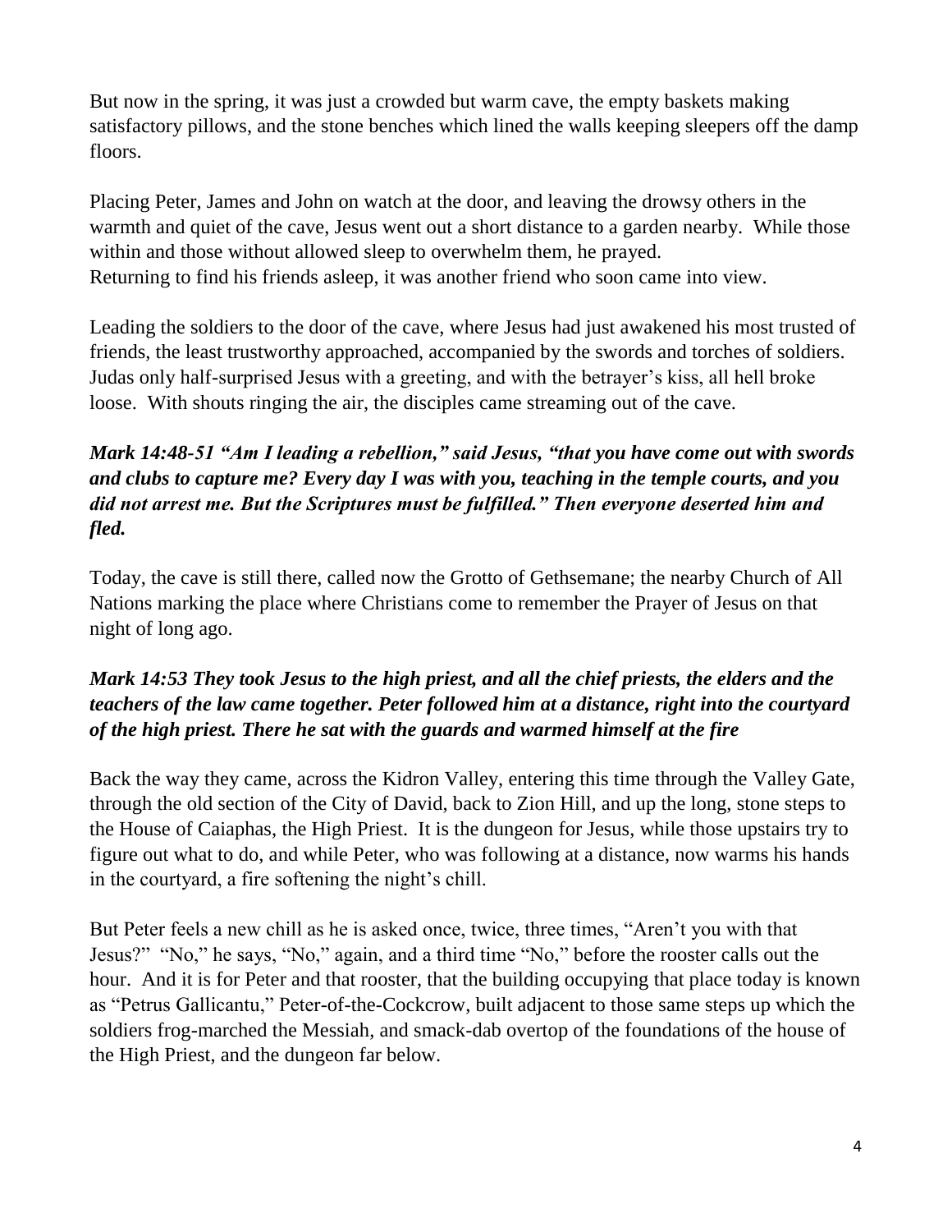But now in the spring, it was just a crowded but warm cave, the empty baskets making satisfactory pillows, and the stone benches which lined the walls keeping sleepers off the damp floors.

Placing Peter, James and John on watch at the door, and leaving the drowsy others in the warmth and quiet of the cave, Jesus went out a short distance to a garden nearby. While those within and those without allowed sleep to overwhelm them, he prayed.
Returning to find his friends asleep, it was another friend who soon came into view.

Leading the soldiers to the door of the cave, where Jesus had just awakened his most trusted of friends, the least trustworthy approached, accompanied by the swords and torches of soldiers. Judas only half-surprised Jesus with a greeting, and with the betrayer's kiss, all hell broke loose. With shouts ringing the air, the disciples came streaming out of the cave.

***Mark 14:48-51 "Am I leading a rebellion," said Jesus, "that you have come out with swords and clubs to capture me? Every day I was with you, teaching in the temple courts, and you did not arrest me. But the Scriptures must be fulfilled." Then everyone deserted him and fled.***

Today, the cave is still there, called now the Grotto of Gethsemane; the nearby Church of All Nations marking the place where Christians come to remember the Prayer of Jesus on that night of long ago.

***Mark 14:53 They took Jesus to the high priest, and all the chief priests, the elders and the teachers of the law came together. Peter followed him at a distance, right into the courtyard of the high priest. There he sat with the guards and warmed himself at the fire***

Back the way they came, across the Kidron Valley, entering this time through the Valley Gate, through the old section of the City of David, back to Zion Hill, and up the long, stone steps to the House of Caiaphas, the High Priest. It is the dungeon for Jesus, while those upstairs try to figure out what to do, and while Peter, who was following at a distance, now warms his hands in the courtyard, a fire softening the night's chill.

But Peter feels a new chill as he is asked once, twice, three times, "Aren't you with that Jesus?" "No," he says, "No," again, and a third time "No," before the rooster calls out the hour. And it is for Peter and that rooster, that the building occupying that place today is known as "Petrus Gallicantu," Peter-of-the-Cockcrow, built adjacent to those same steps up which the soldiers frog-marched the Messiah, and smack-dab overtop of the foundations of the house of the High Priest, and the dungeon far below.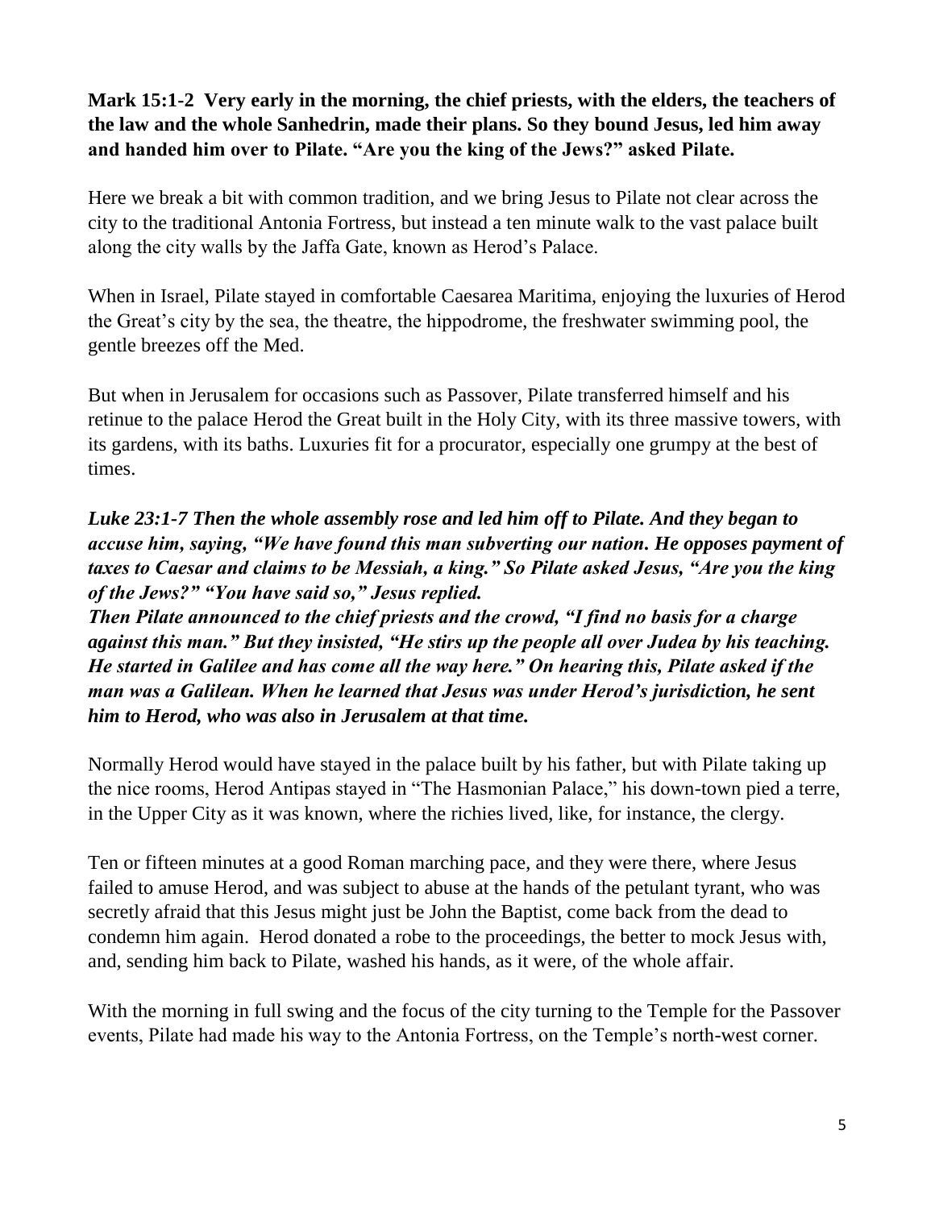**Mark 15:1-2 Very early in the morning, the chief priests, with the elders, the teachers of the law and the whole Sanhedrin, made their plans. So they bound Jesus, led him away and handed him over to Pilate. "Are you the king of the Jews?" asked Pilate.**

Here we break a bit with common tradition, and we bring Jesus to Pilate not clear across the city to the traditional Antonia Fortress, but instead a ten minute walk to the vast palace built along the city walls by the Jaffa Gate, known as Herod's Palace.

When in Israel, Pilate stayed in comfortable Caesarea Maritima, enjoying the luxuries of Herod the Great's city by the sea, the theatre, the hippodrome, the freshwater swimming pool, the gentle breezes off the Med.

But when in Jerusalem for occasions such as Passover, Pilate transferred himself and his retinue to the palace Herod the Great built in the Holy City, with its three massive towers, with its gardens, with its baths. Luxuries fit for a procurator, especially one grumpy at the best of times.

***Luke 23:1-7 Then the whole assembly rose and led him off to Pilate. And they began to accuse him, saying, "We have found this man subverting our nation. He opposes payment of taxes to Caesar and claims to be Messiah, a king." So Pilate asked Jesus, "Are you the king of the Jews?" "You have said so," Jesus replied.***
***Then Pilate announced to the chief priests and the crowd, "I find no basis for a charge against this man." But they insisted, "He stirs up the people all over Judea by his teaching. He started in Galilee and has come all the way here." On hearing this, Pilate asked if the man was a Galilean. When he learned that Jesus was under Herod's jurisdiction, he sent him to Herod, who was also in Jerusalem at that time.***

Normally Herod would have stayed in the palace built by his father, but with Pilate taking up the nice rooms, Herod Antipas stayed in "The Hasmonian Palace," his down-town pied a terre, in the Upper City as it was known, where the richies lived, like, for instance, the clergy.

Ten or fifteen minutes at a good Roman marching pace, and they were there, where Jesus failed to amuse Herod, and was subject to abuse at the hands of the petulant tyrant, who was secretly afraid that this Jesus might just be John the Baptist, come back from the dead to condemn him again. Herod donated a robe to the proceedings, the better to mock Jesus with, and, sending him back to Pilate, washed his hands, as it were, of the whole affair.

With the morning in full swing and the focus of the city turning to the Temple for the Passover events, Pilate had made his way to the Antonia Fortress, on the Temple's north-west corner.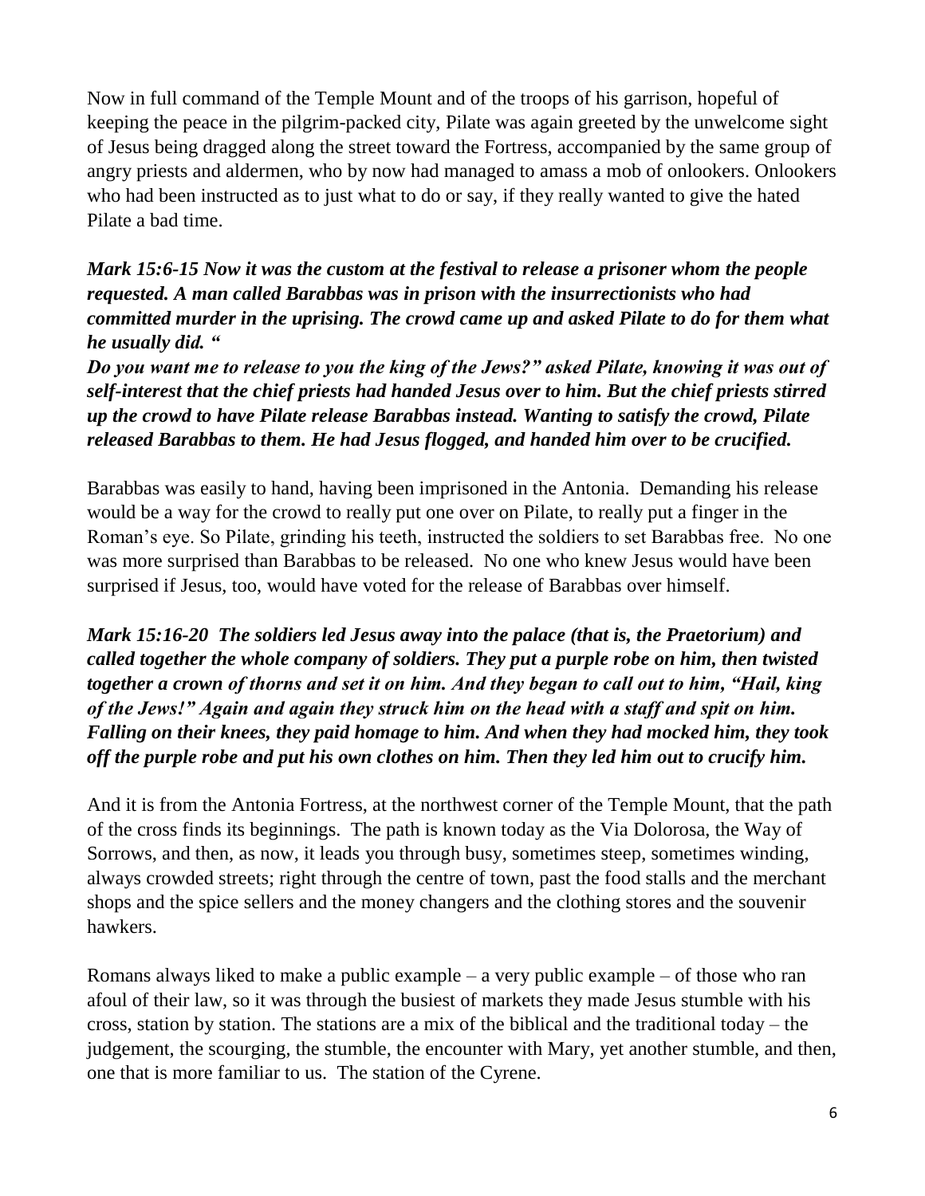Now in full command of the Temple Mount and of the troops of his garrison, hopeful of keeping the peace in the pilgrim-packed city, Pilate was again greeted by the unwelcome sight of Jesus being dragged along the street toward the Fortress, accompanied by the same group of angry priests and aldermen, who by now had managed to amass a mob of onlookers. Onlookers who had been instructed as to just what to do or say, if they really wanted to give the hated Pilate a bad time.

***Mark 15:6-15 Now it was the custom at the festival to release a prisoner whom the people requested. A man called Barabbas was in prison with the insurrectionists who had committed murder in the uprising. The crowd came up and asked Pilate to do for them what he usually did. "***
***Do you want me to release to you the king of the Jews?" asked Pilate, knowing it was out of self-interest that the chief priests had handed Jesus over to him. But the chief priests stirred up the crowd to have Pilate release Barabbas instead. Wanting to satisfy the crowd, Pilate released Barabbas to them. He had Jesus flogged, and handed him over to be crucified.***

Barabbas was easily to hand, having been imprisoned in the Antonia. Demanding his release would be a way for the crowd to really put one over on Pilate, to really put a finger in the Roman's eye. So Pilate, grinding his teeth, instructed the soldiers to set Barabbas free. No one was more surprised than Barabbas to be released. No one who knew Jesus would have been surprised if Jesus, too, would have voted for the release of Barabbas over himself.

***Mark 15:16-20 The soldiers led Jesus away into the palace (that is, the Praetorium) and called together the whole company of soldiers. They put a purple robe on him, then twisted together a crown of thorns and set it on him. And they began to call out to him, "Hail, king of the Jews!" Again and again they struck him on the head with a staff and spit on him. Falling on their knees, they paid homage to him. And when they had mocked him, they took off the purple robe and put his own clothes on him. Then they led him out to crucify him.***

And it is from the Antonia Fortress, at the northwest corner of the Temple Mount, that the path of the cross finds its beginnings. The path is known today as the Via Dolorosa, the Way of Sorrows, and then, as now, it leads you through busy, sometimes steep, sometimes winding, always crowded streets; right through the centre of town, past the food stalls and the merchant shops and the spice sellers and the money changers and the clothing stores and the souvenir hawkers.

Romans always liked to make a public example – a very public example – of those who ran afoul of their law, so it was through the busiest of markets they made Jesus stumble with his cross, station by station. The stations are a mix of the biblical and the traditional today – the judgement, the scourging, the stumble, the encounter with Mary, yet another stumble, and then, one that is more familiar to us. The station of the Cyrene.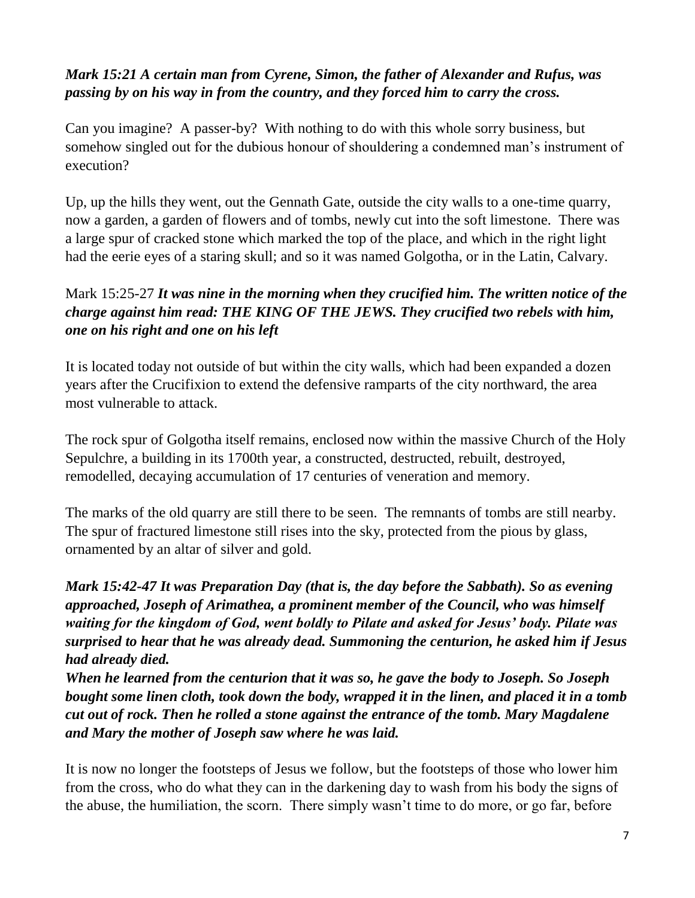***Mark 15:21 A certain man from Cyrene, Simon, the father of Alexander and Rufus, was passing by on his way in from the country, and they forced him to carry the cross.***

Can you imagine? A passer-by? With nothing to do with this whole sorry business, but somehow singled out for the dubious honour of shouldering a condemned man's instrument of execution?

Up, up the hills they went, out the Gennath Gate, outside the city walls to a one-time quarry, now a garden, a garden of flowers and of tombs, newly cut into the soft limestone. There was a large spur of cracked stone which marked the top of the place, and which in the right light had the eerie eyes of a staring skull; and so it was named Golgotha, or in the Latin, Calvary.

Mark 15:25-27 ***It was nine in the morning when they crucified him. The written notice of the charge against him read: THE KING OF THE JEWS. They crucified two rebels with him, one on his right and one on his left***

It is located today not outside of but within the city walls, which had been expanded a dozen years after the Crucifixion to extend the defensive ramparts of the city northward, the area most vulnerable to attack.

The rock spur of Golgotha itself remains, enclosed now within the massive Church of the Holy Sepulchre, a building in its 1700th year, a constructed, destructed, rebuilt, destroyed, remodelled, decaying accumulation of 17 centuries of veneration and memory.

The marks of the old quarry are still there to be seen. The remnants of tombs are still nearby. The spur of fractured limestone still rises into the sky, protected from the pious by glass, ornamented by an altar of silver and gold.

***Mark 15:42-47 It was Preparation Day (that is, the day before the Sabbath). So as evening approached, Joseph of Arimathea, a prominent member of the Council, who was himself waiting for the kingdom of God, went boldly to Pilate and asked for Jesus' body. Pilate was surprised to hear that he was already dead. Summoning the centurion, he asked him if Jesus had already died.***

***When he learned from the centurion that it was so, he gave the body to Joseph. So Joseph bought some linen cloth, took down the body, wrapped it in the linen, and placed it in a tomb cut out of rock. Then he rolled a stone against the entrance of the tomb. Mary Magdalene and Mary the mother of Joseph saw where he was laid.***

It is now no longer the footsteps of Jesus we follow, but the footsteps of those who lower him from the cross, who do what they can in the darkening day to wash from his body the signs of the abuse, the humiliation, the scorn. There simply wasn't time to do more, or go far, before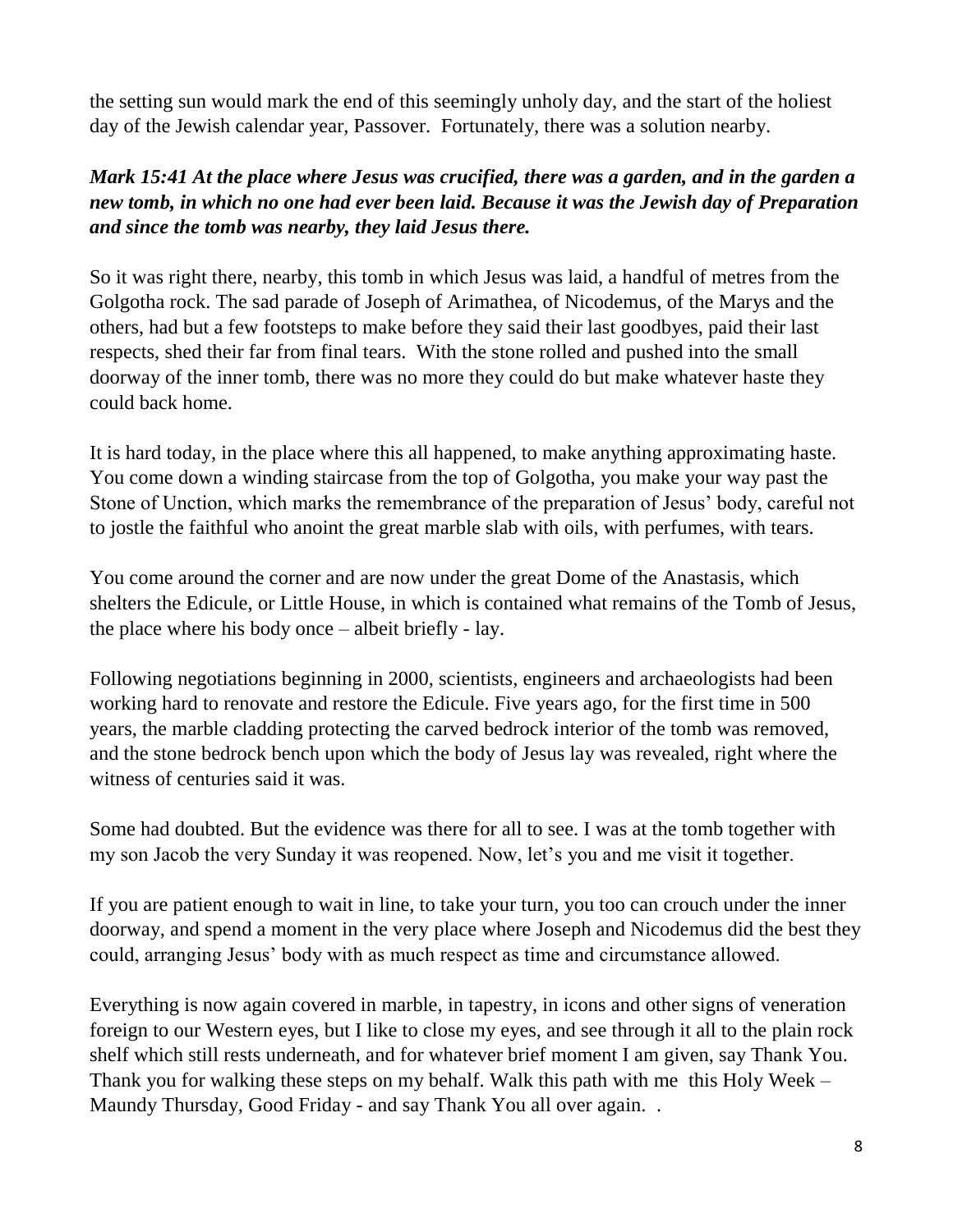the setting sun would mark the end of this seemingly unholy day, and the start of the holiest day of the Jewish calendar year, Passover. Fortunately, there was a solution nearby.

***Mark 15:41 At the place where Jesus was crucified, there was a garden, and in the garden a new tomb, in which no one had ever been laid. Because it was the Jewish day of Preparation and since the tomb was nearby, they laid Jesus there.***

So it was right there, nearby, this tomb in which Jesus was laid, a handful of metres from the Golgotha rock. The sad parade of Joseph of Arimathea, of Nicodemus, of the Marys and the others, had but a few footsteps to make before they said their last goodbyes, paid their last respects, shed their far from final tears. With the stone rolled and pushed into the small doorway of the inner tomb, there was no more they could do but make whatever haste they could back home.

It is hard today, in the place where this all happened, to make anything approximating haste. You come down a winding staircase from the top of Golgotha, you make your way past the Stone of Unction, which marks the remembrance of the preparation of Jesus' body, careful not to jostle the faithful who anoint the great marble slab with oils, with perfumes, with tears.

You come around the corner and are now under the great Dome of the Anastasis, which shelters the Edicule, or Little House, in which is contained what remains of the Tomb of Jesus, the place where his body once – albeit briefly - lay.

Following negotiations beginning in 2000, scientists, engineers and archaeologists had been working hard to renovate and restore the Edicule. Five years ago, for the first time in 500 years, the marble cladding protecting the carved bedrock interior of the tomb was removed, and the stone bedrock bench upon which the body of Jesus lay was revealed, right where the witness of centuries said it was.

Some had doubted. But the evidence was there for all to see. I was at the tomb together with my son Jacob the very Sunday it was reopened. Now, let's you and me visit it together.

If you are patient enough to wait in line, to take your turn, you too can crouch under the inner doorway, and spend a moment in the very place where Joseph and Nicodemus did the best they could, arranging Jesus' body with as much respect as time and circumstance allowed.

Everything is now again covered in marble, in tapestry, in icons and other signs of veneration foreign to our Western eyes, but I like to close my eyes, and see through it all to the plain rock shelf which still rests underneath, and for whatever brief moment I am given, say Thank You. Thank you for walking these steps on my behalf. Walk this path with me this Holy Week – Maundy Thursday, Good Friday - and say Thank You all over again. .